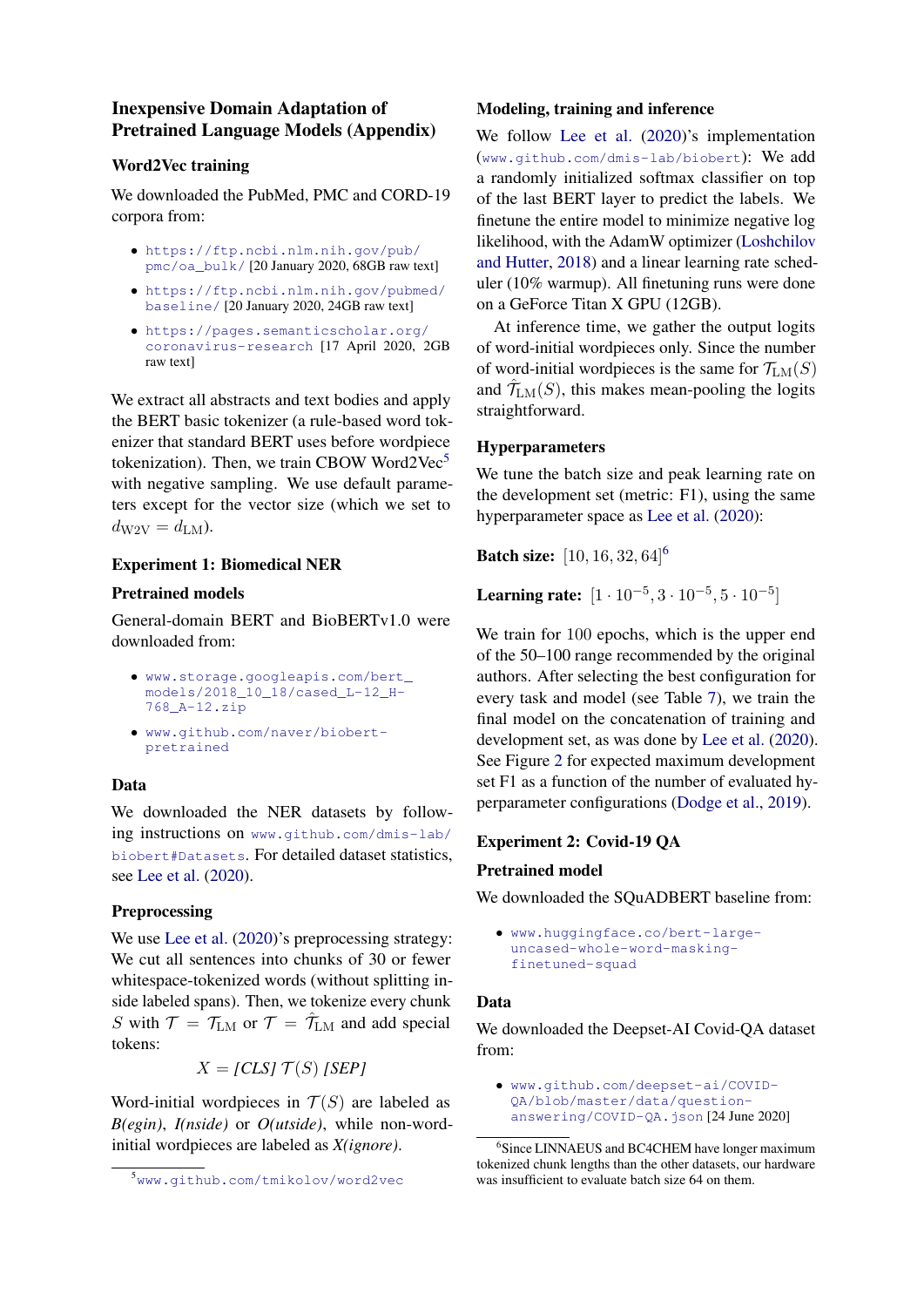# Inexpensive Domain Adaptation of Pretrained Language Models (Appendix)

## Word2Vec training

We downloaded the PubMed, PMC and CORD-19 corpora from:

- https://ftp.ncbi.nlm.nih.gov/pub/pmc/oa_bulk/ [20 January 2020, 68GB raw text]
- https://ftp.ncbi.nlm.nih.gov/pubmed/baseline/ [20 January 2020, 24GB raw text]
- https://pages.semanticscholar.org/coronavirus-research [17 April 2020, 2GB raw text]

We extract all abstracts and text bodies and apply the BERT basic tokenizer (a rule-based word tokenizer that standard BERT uses before wordpiece tokenization). Then, we train CBOW Word2Vec[5] with negative sampling. We use default parameters except for the vector size (which we set to $d_{\mathrm{W2V}} = d_{\mathrm{LM}}$).

## Experiment 1: Biomedical NER

### Pretrained models

General-domain BERT and BioBERTv1.0 were downloaded from:

- www.storage.googleapis.com/bert_models/2018_10_18/cased_L-12_H-768_A-12.zip
- www.github.com/naver/biobert-pretrained

### Data

We downloaded the NER datasets by following instructions on www.github.com/dmis-lab/biobert#Datasets. For detailed dataset statistics, see Lee et al. (2020).

### Preprocessing

We use Lee et al. (2020)'s preprocessing strategy: We cut all sentences into chunks of 30 or fewer whitespace-tokenized words (without splitting inside labeled spans). Then, we tokenize every chunk $S$ with $\mathcal{T} = \mathcal{T}_{\mathrm{LM}}$ or $\mathcal{T} = \hat{\mathcal{T}}_{\mathrm{LM}}$ and add special tokens:

$$X = \textit{[CLS]}\ \mathcal{T}(S)\ \textit{[SEP]}$$

Word-initial wordpieces in $\mathcal{T}(S)$ are labeled as *B(egin)*, *I(nside)* or *O(utside)*, while non-word-initial wordpieces are labeled as *X(ignore)*.

### Modeling, training and inference

We follow Lee et al. (2020)'s implementation (www.github.com/dmis-lab/biobert): We add a randomly initialized softmax classifier on top of the last BERT layer to predict the labels. We finetune the entire model to minimize negative log likelihood, with the AdamW optimizer (Loshchilov and Hutter, 2018) and a linear learning rate scheduler (10% warmup). All finetuning runs were done on a GeForce Titan X GPU (12GB).

At inference time, we gather the output logits of word-initial wordpieces only. Since the number of word-initial wordpieces is the same for $\mathcal{T}_{\mathrm{LM}}(S)$ and $\hat{\mathcal{T}}_{\mathrm{LM}}(S)$, this makes mean-pooling the logits straightforward.

### Hyperparameters

We tune the batch size and peak learning rate on the development set (metric: F1), using the same hyperparameter space as Lee et al. (2020):

**Batch size:** $[10, 16, 32, 64]$[6]

**Learning rate:** $[1 \cdot 10^{-5}, 3 \cdot 10^{-5}, 5 \cdot 10^{-5}]$

We train for 100 epochs, which is the upper end of the 50–100 range recommended by the original authors. After selecting the best configuration for every task and model (see Table 7), we train the final model on the concatenation of training and development set, as was done by Lee et al. (2020). See Figure 2 for expected maximum development set F1 as a function of the number of evaluated hyperparameter configurations (Dodge et al., 2019).

## Experiment 2: Covid-19 QA

### Pretrained model

We downloaded the SQuADBERT baseline from:

- www.huggingface.co/bert-large-uncased-whole-word-masking-finetuned-squad

### Data

We downloaded the Deepset-AI Covid-QA dataset from:

- www.github.com/deepset-ai/COVID-QA/blob/master/data/question-answering/COVID-QA.json [24 June 2020]

---

[5] www.github.com/tmikolov/word2vec

[6] Since LINNAEUS and BC4CHEM have longer maximum tokenized chunk lengths than the other datasets, our hardware was insufficient to evaluate batch size 64 on them.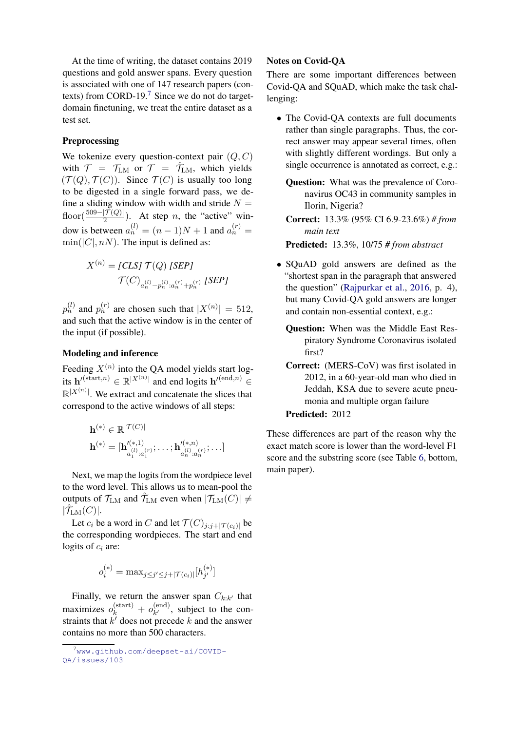At the time of writing, the dataset contains 2019 questions and gold answer spans. Every question is associated with one of 147 research papers (contexts) from CORD-19.[7] Since we do not do target-domain finetuning, we treat the entire dataset as a test set.

### Preprocessing

We tokenize every question-context pair $(Q, C)$ with $\mathcal{T} = \mathcal{T}_{\mathrm{LM}}$ or $\mathcal{T} = \hat{\mathcal{T}}_{\mathrm{LM}}$, which yields $(\mathcal{T}(Q), \mathcal{T}(C))$. Since $\mathcal{T}(C)$ is usually too long to be digested in a single forward pass, we define a sliding window with width and stride $N = \mathrm{floor}(\frac{509 - |\mathcal{T}(Q)|}{2})$. At step $n$, the "active" window is between $a_n^{(l)} = (n-1)N + 1$ and $a_n^{(r)} = \min(|C|, nN)$. The input is defined as:

$$X^{(n)} = \textit{[CLS]}\ \mathcal{T}(Q)\ \textit{[SEP]}$$
$$\mathcal{T}(C)_{a_n^{(l)} - p_n^{(l)} : a_n^{(r)} + p_n^{(r)}}\ \textit{[SEP]}$$

$p_n^{(l)}$ and $p_n^{(r)}$ are chosen such that $|X^{(n)}| = 512$, and such that the active window is in the center of the input (if possible).

### Modeling and inference

Feeding $X^{(n)}$ into the QA model yields start logits $\mathbf{h}'^{(\mathrm{start},n)} \in \mathbb{R}^{|X^{(n)}|}$ and end logits $\mathbf{h}'^{(\mathrm{end},n)} \in \mathbb{R}^{|X^{(n)}|}$. We extract and concatenate the slices that correspond to the active windows of all steps:

$$\mathbf{h}^{(*)} \in \mathbb{R}^{|\mathcal{T}(C)|}$$
$$\mathbf{h}^{(*)} = [\mathbf{h}'^{(*,1)}_{a_1^{(l)}:a_1^{(r)}}; \ldots; \mathbf{h}'^{(*,n)}_{a_n^{(l)}:a_n^{(r)}}; \ldots]$$

Next, we map the logits from the wordpiece level to the word level. This allows us to mean-pool the outputs of $\mathcal{T}_{\mathrm{LM}}$ and $\hat{\mathcal{T}}_{\mathrm{LM}}$ even when $|\mathcal{T}_{\mathrm{LM}}(C)| \neq |\hat{\mathcal{T}}_{\mathrm{LM}}(C)|$.

Let $c_i$ be a word in $C$ and let $\mathcal{T}(C)_{j:j+|\mathcal{T}(c_i)|}$ be the corresponding wordpieces. The start and end logits of $c_i$ are:

$$o_i^{(*)} = \max_{j \leq j' \leq j+|\mathcal{T}(c_i)|}[h_{j'}^{(*)}]$$

Finally, we return the answer span $C_{k:k'}$ that maximizes $o_k^{(\mathrm{start})} + o_{k'}^{(\mathrm{end})}$, subject to the constraints that $k'$ does not precede $k$ and the answer contains no more than 500 characters.

[7] www.github.com/deepset-ai/COVID-QA/issues/103

### Notes on Covid-QA

There are some important differences between Covid-QA and SQuAD, which make the task challenging:

- The Covid-QA contexts are full documents rather than single paragraphs. Thus, the correct answer may appear several times, often with slightly different wordings. But only a single occurrence is annotated as correct, e.g.:

  **Question:** What was the prevalence of Coronavirus OC43 in community samples in Ilorin, Nigeria?

  **Correct:** 13.3% (95% CI 6.9-23.6%) *# from main text*

  **Predicted:** 13.3%, 10/75 *# from abstract*

- SQuAD gold answers are defined as the "shortest span in the paragraph that answered the question" (Rajpurkar et al., 2016, p. 4), but many Covid-QA gold answers are longer and contain non-essential context, e.g.:

  **Question:** When was the Middle East Respiratory Syndrome Coronavirus isolated first?

  **Correct:** (MERS-CoV) was first isolated in 2012, in a 60-year-old man who died in Jeddah, KSA due to severe acute pneumonia and multiple organ failure

  **Predicted:** 2012

These differences are part of the reason why the exact match score is lower than the word-level F1 score and the substring score (see Table 6, bottom, main paper).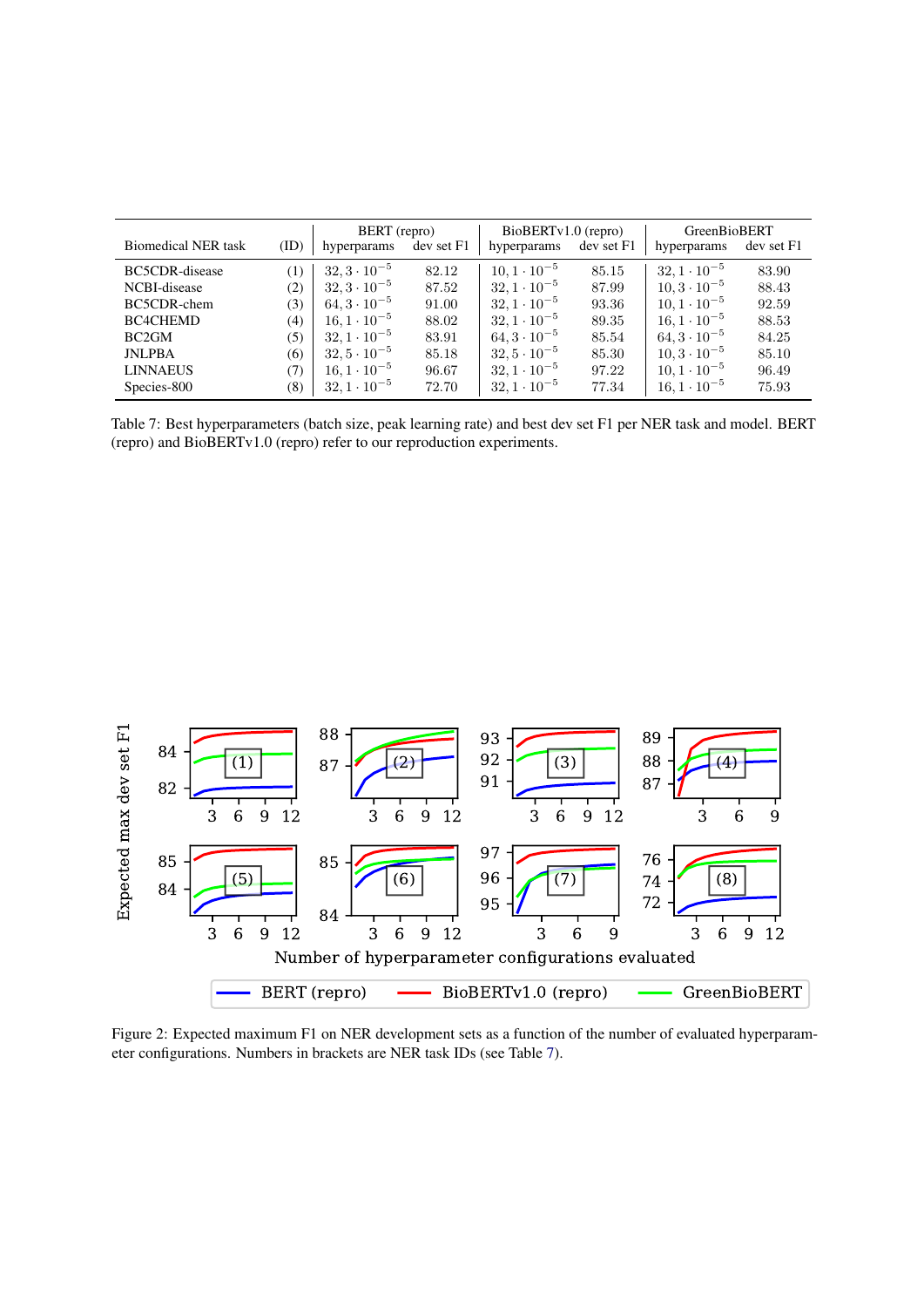| Biomedical NER task | (ID) | BERT (repro) | | BioBERTv1.0 (repro) | | GreenBioBERT | |
|---|---|---|---|---|---|---|---|
| | | hyperparams | dev set F1 | hyperparams | dev set F1 | hyperparams | dev set F1 |
| BC5CDR-disease | (1) | $32, 3 \cdot 10^{-5}$ | 82.12 | $10, 1 \cdot 10^{-5}$ | 85.15 | $32, 1 \cdot 10^{-5}$ | 83.90 |
| NCBI-disease | (2) | $32, 3 \cdot 10^{-5}$ | 87.52 | $32, 1 \cdot 10^{-5}$ | 87.99 | $10, 3 \cdot 10^{-5}$ | 88.43 |
| BC5CDR-chem | (3) | $64, 3 \cdot 10^{-5}$ | 91.00 | $32, 1 \cdot 10^{-5}$ | 93.36 | $10, 1 \cdot 10^{-5}$ | 92.59 |
| BC4CHEMD | (4) | $16, 1 \cdot 10^{-5}$ | 88.02 | $32, 1 \cdot 10^{-5}$ | 89.35 | $16, 1 \cdot 10^{-5}$ | 88.53 |
| BC2GM | (5) | $32, 1 \cdot 10^{-5}$ | 83.91 | $64, 3 \cdot 10^{-5}$ | 85.54 | $64, 3 \cdot 10^{-5}$ | 84.25 |
| JNLPBA | (6) | $32, 5 \cdot 10^{-5}$ | 85.18 | $32, 5 \cdot 10^{-5}$ | 85.30 | $10, 3 \cdot 10^{-5}$ | 85.10 |
| LINNAEUS | (7) | $16, 1 \cdot 10^{-5}$ | 96.67 | $32, 1 \cdot 10^{-5}$ | 97.22 | $10, 1 \cdot 10^{-5}$ | 96.49 |
| Species-800 | (8) | $32, 1 \cdot 10^{-5}$ | 72.70 | $32, 1 \cdot 10^{-5}$ | 77.34 | $16, 1 \cdot 10^{-5}$ | 75.93 |

Table 7: Best hyperparameters (batch size, peak learning rate) and best dev set F1 per NER task and model. BERT (repro) and BioBERTv1.0 (repro) refer to our reproduction experiments.

Expected max dev set F1

(1) 84 82 3 6 9 12
(2) 88 87 3 6 9 12
(3) 93 92 91 3 6 9 12
(4) 89 88 87 3 6 9
(5) 85 84 3 6 9 12
(6) 85 84 3 6 9 12
(7) 97 96 95 3 6 9
(8) 76 74 72 3 6 9 12

Number of hyperparameter configurations evaluated

BERT (repro) BioBERTv1.0 (repro) GreenBioBERT

Figure 2: Expected maximum F1 on NER development sets as a function of the number of evaluated hyperparameter configurations. Numbers in brackets are NER task IDs (see Table 7).